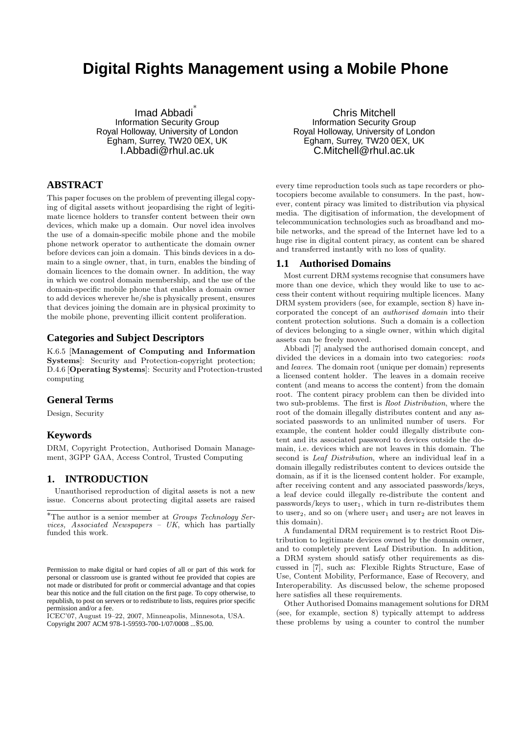# Digital Rights Management using a Mobile Phone

Imad Abbadi*
Information Security Group
Royal Holloway, University of London
Egham, Surrey, TW20 0EX, UK
I.Abbadi@rhul.ac.uk

Chris Mitchell
Information Security Group
Royal Holloway, University of London
Egham, Surrey, TW20 0EX, UK
C.Mitchell@rhul.ac.uk

## ABSTRACT

This paper focuses on the problem of preventing illegal copying of digital assets without jeopardising the right of legitimate licence holders to transfer content between their own devices, which make up a domain. Our novel idea involves the use of a domain-specific mobile phone and the mobile phone network operator to authenticate the domain owner before devices can join a domain. This binds devices in a domain to a single owner, that, in turn, enables the binding of domain licences to the domain owner. In addition, the way in which we control domain membership, and the use of the domain-specific mobile phone that enables a domain owner to add devices wherever he/she is physically present, ensures that devices joining the domain are in physical proximity to the mobile phone, preventing illicit content proliferation.

## Categories and Subject Descriptors

K.6.5 [**Management of Computing and Information Systems**]: Security and Protection-copyright protection; D.4.6 [**Operating Systems**]: Security and Protection-trusted computing

## General Terms

Design, Security

## Keywords

DRM, Copyright Protection, Authorised Domain Management, 3GPP GAA, Access Control, Trusted Computing

## 1. INTRODUCTION

Unauthorised reproduction of digital assets is not a new issue. Concerns about protecting digital assets are raised every time reproduction tools such as tape recorders or photocopiers become available to consumers. In the past, however, content piracy was limited to distribution via physical media. The digitisation of information, the development of telecommunication technologies such as broadband and mobile networks, and the spread of the Internet have led to a huge rise in digital content piracy, as content can be shared and transferred instantly with no loss of quality.

### 1.1 Authorised Domains

Most current DRM systems recognise that consumers have more than one device, which they would like to use to access their content without requiring multiple licences. Many DRM system providers (see, for example, section 8) have incorporated the concept of an *authorised domain* into their content protection solutions. Such a domain is a collection of devices belonging to a single owner, within which digital assets can be freely moved.

Abbadi [7] analysed the authorised domain concept, and divided the devices in a domain into two categories: *roots* and *leaves*. The domain root (unique per domain) represents a licensed content holder. The leaves in a domain receive content (and means to access the content) from the domain root. The content piracy problem can then be divided into two sub-problems. The first is *Root Distribution*, where the root of the domain illegally distributes content and any associated passwords to an unlimited number of users. For example, the content holder could illegally distribute content and its associated password to devices outside the domain, i.e. devices which are not leaves in this domain. The second is *Leaf Distribution*, where an individual leaf in a domain illegally redistributes content to devices outside the domain, as if it is the licensed content holder. For example, after receiving content and any associated passwords/keys, a leaf device could illegally re-distribute the content and passwords/keys to $user_1$, which in turn re-distributes them to $user_2$, and so on (where $user_1$ and $user_2$ are not leaves in this domain).

A fundamental DRM requirement is to restrict Root Distribution to legitimate devices owned by the domain owner, and to completely prevent Leaf Distribution. In addition, a DRM system should satisfy other requirements as discussed in [7], such as: Flexible Rights Structure, Ease of Use, Content Mobility, Performance, Ease of Recovery, and Interoperability. As discussed below, the scheme proposed here satisfies all these requirements.

Other Authorised Domains management solutions for DRM (see, for example, section 8) typically attempt to address these problems by using a counter to control the number

*The author is a senior member at *Groups Technology Services, Associated Newspapers – UK*, which has partially funded this work.

Permission to make digital or hard copies of all or part of this work for personal or classroom use is granted without fee provided that copies are not made or distributed for profit or commercial advantage and that copies bear this notice and the full citation on the first page. To copy otherwise, to republish, to post on servers or to redistribute to lists, requires prior specific permission and/or a fee.
ICEC'07, August 19–22, 2007, Minneapolis, Minnesota, USA.
Copyright 2007 ACM 978-1-59593-700-1/07/0008 ...$5.00.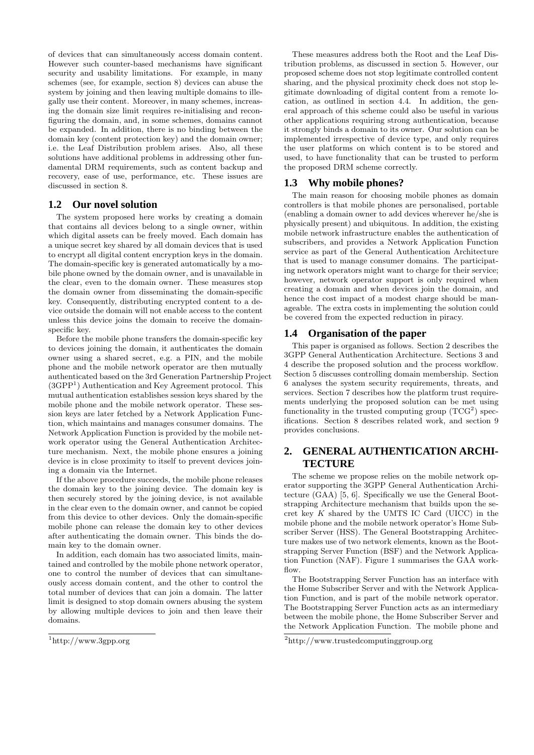of devices that can simultaneously access domain content. However such counter-based mechanisms have significant security and usability limitations. For example, in many schemes (see, for example, section 8) devices can abuse the system by joining and then leaving multiple domains to illegally use their content. Moreover, in many schemes, increasing the domain size limit requires re-initialising and reconfiguring the domain, and, in some schemes, domains cannot be expanded. In addition, there is no binding between the domain key (content protection key) and the domain owner; i.e. the Leaf Distribution problem arises. Also, all these solutions have additional problems in addressing other fundamental DRM requirements, such as content backup and recovery, ease of use, performance, etc. These issues are discussed in section 8.

## 1.2 Our novel solution

The system proposed here works by creating a domain that contains all devices belong to a single owner, within which digital assets can be freely moved. Each domain has a unique secret key shared by all domain devices that is used to encrypt all digital content encryption keys in the domain. The domain-specific key is generated automatically by a mobile phone owned by the domain owner, and is unavailable in the clear, even to the domain owner. These measures stop the domain owner from disseminating the domain-specific key. Consequently, distributing encrypted content to a device outside the domain will not enable access to the content unless this device joins the domain to receive the domain-specific key.

Before the mobile phone transfers the domain-specific key to devices joining the domain, it authenticates the domain owner using a shared secret, e.g. a PIN, and the mobile phone and the mobile network operator are then mutually authenticated based on the 3rd Generation Partnership Project (3GPP[1]) Authentication and Key Agreement protocol. This mutual authentication establishes session keys shared by the mobile phone and the mobile network operator. These session keys are later fetched by a Network Application Function, which maintains and manages consumer domains. The Network Application Function is provided by the mobile network operator using the General Authentication Architecture mechanism. Next, the mobile phone ensures a joining device is in close proximity to itself to prevent devices joining a domain via the Internet.

If the above procedure succeeds, the mobile phone releases the domain key to the joining device. The domain key is then securely stored by the joining device, is not available in the clear even to the domain owner, and cannot be copied from this device to other devices. Only the domain-specific mobile phone can release the domain key to other devices after authenticating the domain owner. This binds the domain key to the domain owner.

In addition, each domain has two associated limits, maintained and controlled by the mobile phone network operator, one to control the number of devices that can simultaneously access domain content, and the other to control the total number of devices that can join a domain. The latter limit is designed to stop domain owners abusing the system by allowing multiple devices to join and then leave their domains.

[1]http://www.3gpp.org

These measures address both the Root and the Leaf Distribution problems, as discussed in section 5. However, our proposed scheme does not stop legitimate controlled content sharing, and the physical proximity check does not stop legitimate downloading of digital content from a remote location, as outlined in section 4.4. In addition, the general approach of this scheme could also be useful in various other applications requiring strong authentication, because it strongly binds a domain to its owner. Our solution can be implemented irrespective of device type, and only requires the user platforms on which content is to be stored and used, to have functionality that can be trusted to perform the proposed DRM scheme correctly.

## 1.3 Why mobile phones?

The main reason for choosing mobile phones as domain controllers is that mobile phones are personalised, portable (enabling a domain owner to add devices wherever he/she is physically present) and ubiquitous. In addition, the existing mobile network infrastructure enables the authentication of subscribers, and provides a Network Application Function service as part of the General Authentication Architecture that is used to manage consumer domains. The participating network operators might want to charge for their service; however, network operator support is only required when creating a domain and when devices join the domain, and hence the cost impact of a modest charge should be manageable. The extra costs in implementing the solution could be covered from the expected reduction in piracy.

## 1.4 Organisation of the paper

This paper is organised as follows. Section 2 describes the 3GPP General Authentication Architecture. Sections 3 and 4 describe the proposed solution and the process workflow. Section 5 discusses controlling domain membership. Section 6 analyses the system security requirements, threats, and services. Section 7 describes how the platform trust requirements underlying the proposed solution can be met using functionality in the trusted computing group (TCG[2]) specifications. Section 8 describes related work, and section 9 provides conclusions.

# 2. GENERAL AUTHENTICATION ARCHITECTURE

The scheme we propose relies on the mobile network operator supporting the 3GPP General Authentication Architecture (GAA) [5, 6]. Specifically we use the General Bootstrapping Architecture mechanism that builds upon the secret key $K$ shared by the UMTS IC Card (UICC) in the mobile phone and the mobile network operator's Home Subscriber Server (HSS). The General Bootstrapping Architecture makes use of two network elements, known as the Bootstrapping Server Function (BSF) and the Network Application Function (NAF). Figure 1 summarises the GAA workflow.

The Bootstrapping Server Function has an interface with the Home Subscriber Server and with the Network Application Function, and is part of the mobile network operator. The Bootstrapping Server Function acts as an intermediary between the mobile phone, the Home Subscriber Server and the Network Application Function. The mobile phone and

[2]http://www.trustedcomputinggroup.org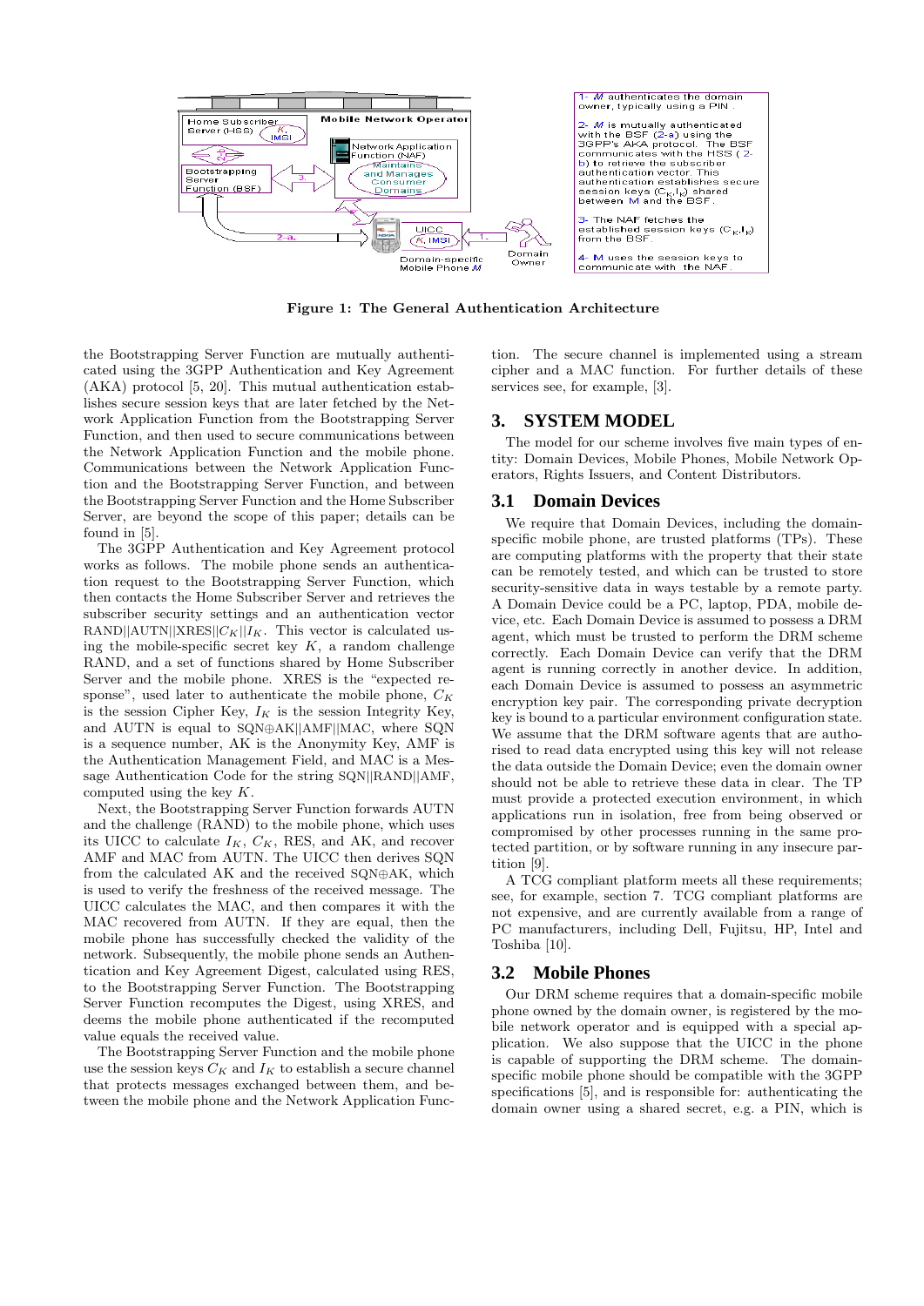Figure 1: The General Authentication Architecture

the Bootstrapping Server Function are mutually authenticated using the 3GPP Authentication and Key Agreement (AKA) protocol [5, 20]. This mutual authentication establishes secure session keys that are later fetched by the Network Application Function from the Bootstrapping Server Function, and then used to secure communications between the Network Application Function and the mobile phone. Communications between the Network Application Function and the Bootstrapping Server Function, and between the Bootstrapping Server Function and the Home Subscriber Server, are beyond the scope of this paper; details can be found in [5].

The 3GPP Authentication and Key Agreement protocol works as follows. The mobile phone sends an authentication request to the Bootstrapping Server Function, which then contacts the Home Subscriber Server and retrieves the subscriber security settings and an authentication vector RAND||AUTN||XRES||$C_K$||$I_K$. This vector is calculated using the mobile-specific secret key $K$, a random challenge RAND, and a set of functions shared by Home Subscriber Server and the mobile phone. XRES is the "expected response", used later to authenticate the mobile phone, $C_K$ is the session Cipher Key, $I_K$ is the session Integrity Key, and AUTN is equal to SQN⊕AK||AMF||MAC, where SQN is a sequence number, AK is the Anonymity Key, AMF is the Authentication Management Field, and MAC is a Message Authentication Code for the string SQN||RAND||AMF, computed using the key $K$.

Next, the Bootstrapping Server Function forwards AUTN and the challenge (RAND) to the mobile phone, which uses its UICC to calculate $I_K$, $C_K$, RES, and AK, and recover AMF and MAC from AUTN. The UICC then derives SQN from the calculated AK and the received SQN⊕AK, which is used to verify the freshness of the received message. The UICC calculates the MAC, and then compares it with the MAC recovered from AUTN. If they are equal, then the mobile phone has successfully checked the validity of the network. Subsequently, the mobile phone sends an Authentication and Key Agreement Digest, calculated using RES, to the Bootstrapping Server Function. The Bootstrapping Server Function recomputes the Digest, using XRES, and deems the mobile phone authenticated if the recomputed value equals the received value.

The Bootstrapping Server Function and the mobile phone use the session keys $C_K$ and $I_K$ to establish a secure channel that protects messages exchanged between them, and between the mobile phone and the Network Application Function. The secure channel is implemented using a stream cipher and a MAC function. For further details of these services see, for example, [3].

# 3. SYSTEM MODEL

The model for our scheme involves five main types of entity: Domain Devices, Mobile Phones, Mobile Network Operators, Rights Issuers, and Content Distributors.

## 3.1 Domain Devices

We require that Domain Devices, including the domain-specific mobile platforms, are trusted platforms (TPs). These are computing platforms with the property that their state can be remotely tested, and which can be trusted to store security-sensitive data in ways testable by a remote party. A Domain Device could be a PC, laptop, PDA, mobile device, etc. Each Domain Device is assumed to possess a DRM agent, which must be trusted to perform the DRM scheme correctly. Each Domain Device can verify that the DRM agent is running correctly in another device. In addition, each Domain Device is assumed to possess an asymmetric encryption key pair. The corresponding private decryption key is bound to a particular environment configuration state. We assume that the DRM software agents that are authorised to read data encrypted using this key will not release the data outside the Domain Device; even the domain owner should not be able to retrieve these data in clear. The TP must provide a protected execution environment, in which applications run in isolation, free from being observed or compromised by other processes running in the same protected partition, or by software running in any insecure partition [9].

A TCG compliant platform meets all these requirements; see, for example, section 7. TCG compliant platforms are not expensive, and are currently available from a range of PC manufacturers, including Dell, Fujitsu, HP, Intel and Toshiba [10].

## 3.2 Mobile Phones

Our DRM scheme requires that a domain-specific mobile phone owned by the domain owner, is registered by the mobile network operator and is equipped with a special application. We also suppose that the UICC in the phone is capable of supporting the DRM scheme. The domain-specific mobile phone should be compatible with the 3GPP specifications [5], and is responsible for: authenticating the domain owner using a shared secret, e.g. a PIN, which is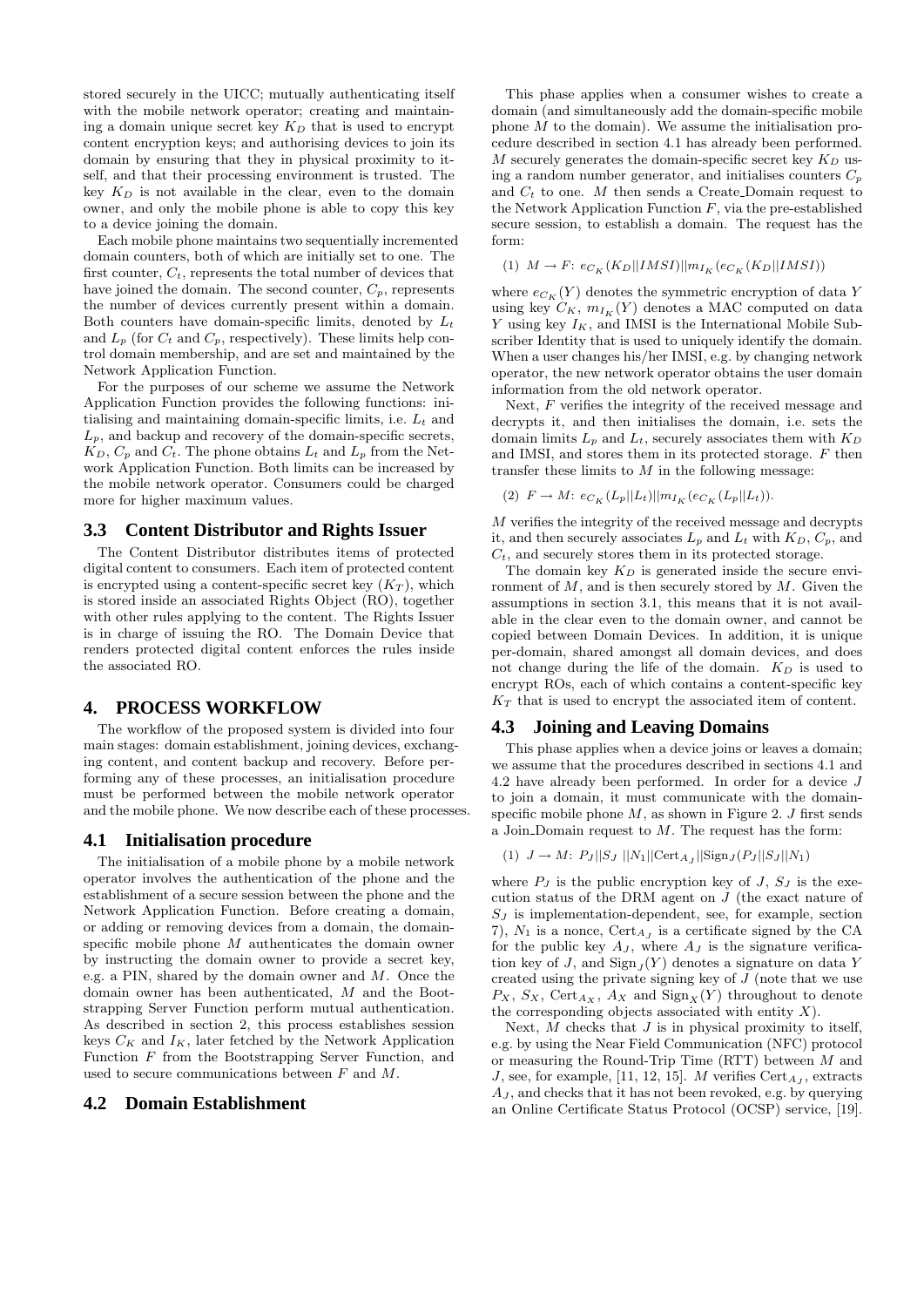stored securely in the UICC; mutually authenticating itself with the mobile network operator; creating and maintaining a domain unique secret key $K_D$ that is used to encrypt content encryption keys; and authorising devices to join its domain by ensuring that they in physical proximity to itself, and that their processing environment is trusted. The key $K_D$ is not available in the clear, even to the domain owner, and only the mobile phone is able to copy this key to a device joining the domain.

Each mobile phone maintains two sequentially incremented domain counters, both of which are initially set to one. The first counter, $C_t$, represents the total number of devices that have joined the domain. The second counter, $C_p$, represents the number of devices currently present within a domain. Both counters have domain-specific limits, denoted by $L_t$ and $L_p$ (for $C_t$ and $C_p$, respectively). These limits help control domain membership, and are set and maintained by the Network Application Function.

For the purposes of our scheme we assume the Network Application Function provides the following functions: initialising and maintaining domain-specific limits, i.e. $L_t$ and $L_p$, and backup and recovery of the domain-specific secrets, $K_D$, $C_p$ and $C_t$. The phone obtains $L_t$ and $L_p$ from the Network Application Function. Both limits can be increased by the mobile network operator. Consumers could be charged more for higher maximum values.

### 3.3 Content Distributor and Rights Issuer

The Content Distributor distributes items of protected digital content to consumers. Each item of protected content is encrypted using a content-specific secret key ($K_T$), which is stored inside an associated Rights Object (RO), together with other rules applying to the content. The Rights Issuer is in charge of issuing the RO. The Domain Device that renders protected digital content enforces the rules inside the associated RO.

## 4. PROCESS WORKFLOW

The workflow of the proposed system is divided into four main stages: domain establishment, joining devices, exchanging content, and content backup and recovery. Before performing any of these processes, an initialisation procedure must be performed between the mobile network operator and the mobile phone. We now describe each of these processes.

### 4.1 Initialisation procedure

The initialisation of a mobile phone by a mobile network operator involves the authentication of the phone and the establishment of a secure session between the phone and the Network Application Function. Before creating a domain, or adding or removing devices from a domain, the domain-specific mobile phone $M$ authenticates the domain owner by instructing the domain owner to provide a secret key, e.g. a PIN, shared by the domain owner and $M$. Once the domain owner has been authenticated, $M$ and the Bootstrapping Server Function perform mutual authentication. As described in section 2, this process establishes session keys $C_K$ and $I_K$, later fetched by the Network Application Function $F$ from the Bootstrapping Server Function, and used to secure communications between $F$ and $M$.

### 4.2 Domain Establishment

This phase applies when a consumer wishes to create a domain (and simultaneously add the domain-specific mobile phone $M$ to the domain). We assume the initialisation procedure described in section 4.1 has already been performed. $M$ securely generates the domain-specific secret key $K_D$ using a random number generator, and initialises counters $C_p$ and $C_t$ to one. $M$ then sends a Create_Domain request to the Network Application Function $F$, via the pre-established secure session, to establish a domain. The request has the form:

(1) $M \rightarrow F$: $e_{C_K}(K_D||IMSI)||m_{I_K}(e_{C_K}(K_D||IMSI))$

where $e_{C_K}(Y)$ denotes the symmetric encryption of data $Y$ using key $C_K$, $m_{I_K}(Y)$ denotes a MAC computed on data $Y$ using key $I_K$, and IMSI is the International Mobile Subscriber Identity that is used to uniquely identify the domain. When a user changes his/her IMSI, e.g. by changing network operator, the new network operator obtains the user domain information from the old network operator.

Next, $F$ verifies the integrity of the received message and decrypts it, and then initialises the domain, i.e. sets the domain limits $L_p$ and $L_t$, securely associates them with $K_D$ and IMSI, and stores them in its protected storage. $F$ then transfer these limits to $M$ in the following message:

(2) $F \rightarrow M$: $e_{C_K}(L_p||L_t)||m_{I_K}(e_{C_K}(L_p||L_t))$.

$M$ verifies the integrity of the received message and decrypts it, and then securely associates $L_p$ and $L_t$ with $K_D$, $C_p$, and $C_t$, and securely stores them in its protected storage.

The domain key $K_D$ is generated inside the secure environment of $M$, and is then securely stored by $M$. Given the assumptions in section 3.1, this means that it is not available in the clear even to the domain owner, and cannot be copied between Domain Devices. In addition, it is unique per-domain, shared amongst all domain devices, and does not change during the life of the domain. $K_D$ is used to encrypt ROs, each of which contains a content-specific key $K_T$ that is used to encrypt the associated item of content.

### 4.3 Joining and Leaving Domains

This phase applies when a device joins or leaves a domain; we assume that the procedures described in sections 4.1 and 4.2 have already been performed. In order for a device $J$ to join a domain, it must communicate with the domain-specific mobile phone $M$, as shown in Figure 2. $J$ first sends a Join_Domain request to $M$. The request has the form:

(1) $J \rightarrow M$: $P_J||S_J\ ||N_1||\text{Cert}_{A_J}||\text{Sign}_J(P_J||S_J||N_1)$

where $P_J$ is the public encryption key of $J$, $S_J$ is the execution status of the DRM agent on $J$ (the exact nature of $S_J$ is implementation-dependent, see, for example, section 7), $N_1$ is a nonce, $\text{Cert}_{A_J}$ is a certificate signed by the CA for the public key $A_J$, where $A_J$ is the signature verification key of $J$, and $\text{Sign}_J(Y)$ denotes a signature on data $Y$ created using the private signing key of $J$ (note that we use $P_X$, $S_X$, $\text{Cert}_{A_X}$, $A_X$ and $\text{Sign}_X(Y)$ throughout to denote the corresponding objects associated with entity $X$).

Next, $M$ checks that $J$ is in physical proximity to itself, e.g. by using the Near Field Communication (NFC) protocol or measuring the Round-Trip Time (RTT) between $M$ and $J$, see, for example, [11, 12, 15]. $M$ verifies $\text{Cert}_{A_J}$, extracts $A_J$, and checks that it has not been revoked, e.g. by querying an Online Certificate Status Protocol (OCSP) service, [19].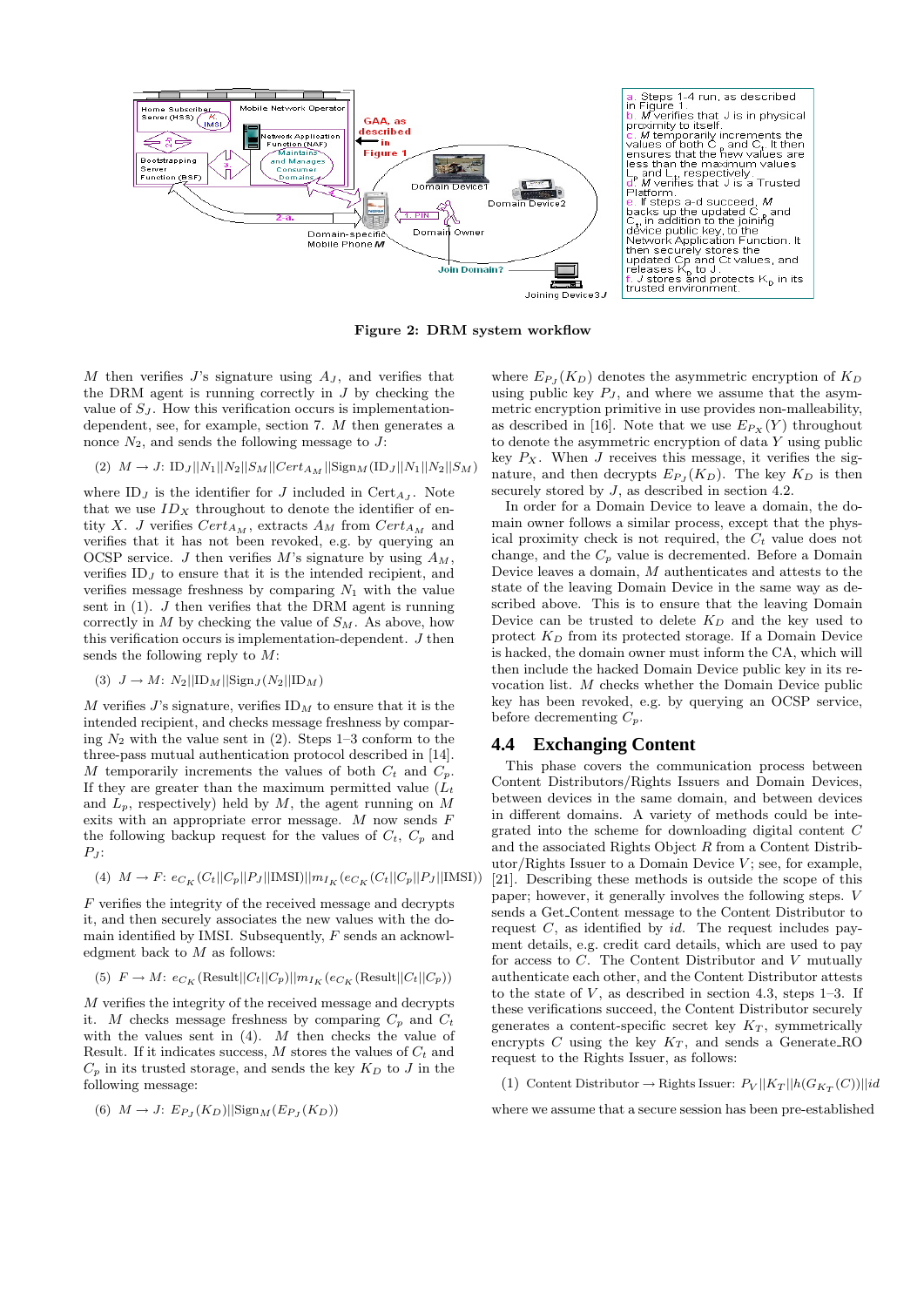a. Steps 1-4 run, as described in Figure 1.
b. $M$ verifies that $J$ is in physical proximity to itself.
c. $M$ temporarily increments the values of both $C_p$ and $C_t$. It then ensures that the new values are less than the maximum values $L_p$ and $L_t$, respectively.
d. $M$ verifies that $J$ is a Trusted Platform.
e. If steps a-d succeed, $M$ backs up the updated $C_p$ and $C_t$, in addition to the joining device public key, to the Network Application Function. It then securely stores the updated Cp and Ct values, and releases $K_D$ to J.
f. $J$ stores and protects $K_D$ in its trusted environment.

**Figure 2: DRM system workflow**

$M$ then verifies $J$'s signature using $A_J$, and verifies that the DRM agent is running correctly in $J$ by checking the value of $S_J$. How this verification occurs is implementation-dependent, see, for example, section 7. $M$ then generates a nonce $N_2$, and sends the following message to $J$:

(2) $M \rightarrow J$: $\text{ID}_J||N_1||N_2||S_M||Cert_{A_M}||\text{Sign}_M(\text{ID}_J||N_1||N_2||S_M)$

where $\text{ID}_J$ is the identifier for $J$ included in $\text{Cert}_{A_J}$. Note that we use $ID_X$ throughout to denote the identifier of entity $X$. $J$ verifies $Cert_{A_M}$, extracts $A_M$ from $Cert_{A_M}$ and verifies that it has not been revoked, e.g. by querying an OCSP service. $J$ then verifies $M$'s signature by using $A_M$, verifies $\text{ID}_J$ to ensure that it is the intended recipient, and verifies message freshness by comparing $N_1$ with the value sent in (1). $J$ then verifies that the DRM agent is running correctly in $M$ by checking the value of $S_M$. As above, how this verification occurs is implementation-dependent. $J$ then sends the following reply to $M$:

(3) $J \rightarrow M$: $N_2||\text{ID}_M||\text{Sign}_J(N_2||\text{ID}_M)$

$M$ verifies $J$'s signature, verifies $\text{ID}_M$ to ensure that it is the intended recipient, and checks message freshness by comparing $N_2$ with the value sent in (2). Steps 1–3 conform to the three-pass mutual authentication protocol described in [14]. $M$ temporarily increments the values of both $C_t$ and $C_p$. If they are greater than the maximum permitted value ($L_t$ and $L_p$, respectively) held by $M$, the agent running on $M$ exits with an appropriate error message. $M$ now sends $F$ the following backup request for the values of $C_t$, $C_p$ and $P_J$:

(4) $M \rightarrow F$: $e_{C_K}(C_t||C_p||P_J||\text{IMSI})||m_{I_K}(e_{C_K}(C_t||C_p||P_J||\text{IMSI}))$

$F$ verifies the integrity of the received message and decrypts it, and then securely associates the new values with the domain identified by IMSI. Subsequently, $F$ sends an acknowledgement back to $M$ as follows:

(5) $F \rightarrow M$: $e_{C_K}(\text{Result}||C_t||C_p)||m_{I_K}(e_{C_K}(\text{Result}||C_t||C_p))$

$M$ verifies the integrity of the received message and decrypts it. $M$ checks message freshness by comparing $C_p$ and $C_t$ with the values sent in (4). $M$ then checks the value of Result. If it indicates success, $M$ stores the values of $C_t$ and $C_p$ in its trusted storage, and sends the key $K_D$ to $J$ in the following message:

(6) $M \rightarrow J$: $E_{P_J}(K_D)||\text{Sign}_M(E_{P_J}(K_D))$

where $E_{P_J}(K_D)$ denotes the asymmetric encryption of $K_D$ using public key $P_J$, and where we assume that the asymmetric encryption primitive in use provides non-malleability, as described in [16]. Note that we use $E_{P_X}(Y)$ throughout to denote the asymmetric encryption of data $Y$ using public key $P_X$. When $J$ receives this message, it verifies the signature, and then decrypts $E_{P_J}(K_D)$. The key $K_D$ is then securely stored by $J$, as described in section 4.2.

In order for a Domain Device to leave a domain, the domain owner follows a similar process, except that the physical proximity check is not required, the $C_t$ value does not change, and the $C_p$ value is decremented. Before a Domain Device leaves a domain, $M$ authenticates and attests to the state of the leaving Domain Device in the same way as described above. This is to ensure that the leaving Domain Device can be trusted to delete $K_D$ and the key used to protect $K_D$ from its protected storage. If a Domain Device is hacked, the domain owner must inform the CA, which will then include the hacked Domain Device public key in its revocation list. $M$ checks whether the Domain Device public key has been revoked, e.g. by querying an OCSP service, before decrementing $C_p$.

## 4.4 Exchanging Content

This phase covers the communication process between Content Distributors/Rights Issuers and Domain Devices, between devices in the same domain, and between devices in different domains. A variety of methods could be integrated into the scheme for downloading digital content $C$ and the associated Rights Object $R$ from a Content Distributor/Rights Issuer to a Domain Device $V$; see, for example, [21]. Describing these methods is outside the scope of this paper; however, it generally involves the following steps. $V$ sends a Get_Content message to the Content Distributor to request $C$, as identified by $id$. The request includes payment details, e.g. credit card details, which are used to pay for access to $C$. The Content Distributor and $V$ mutually authenticate each other, and the Content Distributor attests to the state of $V$, as described in section 4.3, steps 1–3. If these verifications succeed, the Content Distributor securely generates a content-specific secret key $K_T$, symmetrically encrypts $C$ using the key $K_T$, and sends a Generate_RO request to the Rights Issuer, as follows:

(1) Content Distributor $\rightarrow$ Rights Issuer: $P_V||K_T||h(G_{K_T}(C))||id$

where we assume that a secure session has been pre-established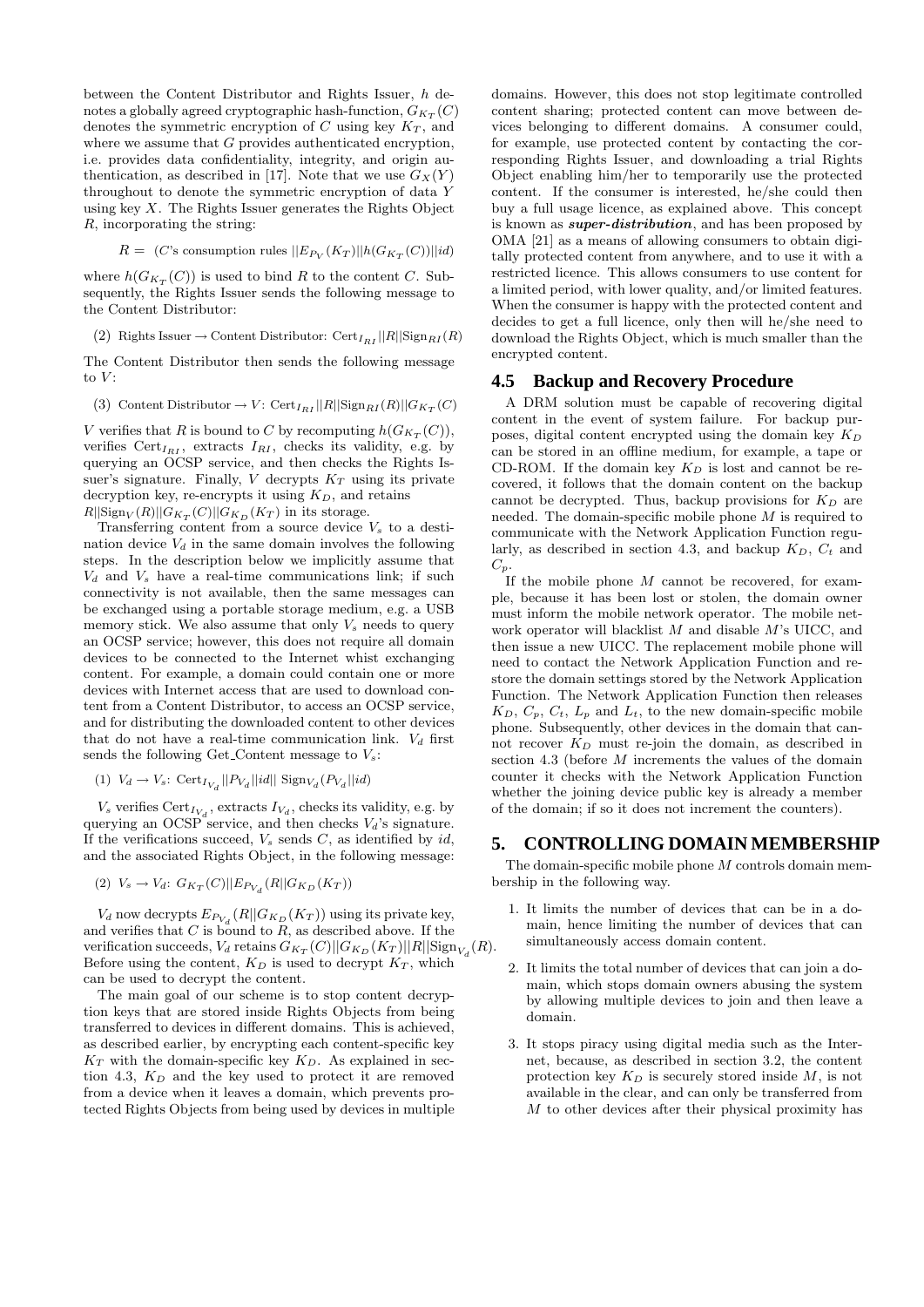between the Content Distributor and Rights Issuer, $h$ denotes a globally agreed cryptographic hash-function, $G_{K_T}(C)$ denotes the symmetric encryption of $C$ using key $K_T$, and where we assume that $G$ provides authenticated encryption, i.e. provides data confidentiality, integrity, and origin authentication, as described in [17]. Note that we use $G_X(Y)$ throughout to denote the symmetric encryption of data $Y$ using key $X$. The Rights Issuer generates the Rights Object $R$, incorporating the string:

$$R = \text{ (}C\text{'s consumption rules } || E_{P_V}(K_T) || h(G_{K_T}(C)) || id)$$

where $h(G_{K_T}(C))$ is used to bind $R$ to the content $C$. Subsequently, the Rights Issuer sends the following message to the Content Distributor:

(2) Rights Issuer → Content Distributor: $\text{Cert}_{I_{RI}} || R || \text{Sign}_{RI}(R)$

The Content Distributor then sends the following message to $V$:

(3) Content Distributor → $V$: $\text{Cert}_{I_{RI}} || R || \text{Sign}_{RI}(R) || G_{K_T}(C)$

$V$ verifies that $R$ is bound to $C$ by recomputing $h(G_{K_T}(C))$, verifies $\text{Cert}_{I_{RI}}$, extracts $I_{RI}$, checks its validity, e.g. by querying an OCSP service, and then checks the Rights Issuer's signature. Finally, $V$ decrypts $K_T$ using its private decryption key, re-encrypts it using $K_D$, and retains $R || \text{Sign}_V(R) || G_{K_T}(C) || G_{K_D}(K_T)$ in its storage.

Transferring content from a source device $V_s$ to a destination device $V_d$ in the same domain involves the following steps. In the description below we implicitly assume that $V_d$ and $V_s$ have a real-time communications link; if such connectivity is not available, then the same messages can be exchanged using a portable storage medium, e.g. a USB memory stick. We also assume that only $V_s$ needs to query an OCSP service; however, this does not require all domain devices to be connected to the Internet whist exchanging content. For example, a domain could contain one or more devices with Internet access that are used to download content from a Content Distributor, to access an OCSP service, and for distributing the downloaded content to other devices that do not have a real-time communication link. $V_d$ first sends the following Get_Content message to $V_s$:

(1) $V_d \rightarrow V_s$: $\text{Cert}_{I_{V_d}} || P_{V_d} || id || \text{Sign}_{V_d}(P_{V_d} || id)$

$V_s$ verifies $\text{Cert}_{I_{V_d}}$, extracts $I_{V_d}$, checks its validity, e.g. by querying an OCSP service, and then checks $V_d$'s signature. If the verifications succeed, $V_s$ sends $C$, as identified by $id$, and the associated Rights Object, in the following message:

(2) $V_s \rightarrow V_d$: $G_{K_T}(C) || E_{P_{V_d}}(R || G_{K_D}(K_T))$

$V_d$ now decrypts $E_{P_{V_d}}(R || G_{K_D}(K_T))$ using its private key, and verifies that $C$ is bound to $R$, as described above. If the verification succeeds, $V_d$ retains $G_{K_T}(C) || G_{K_D}(K_T) || R || \text{Sign}_{V_d}(R)$. Before using the content, $K_D$ is used to decrypt $K_T$, which can be used to decrypt the content.

The main goal of our scheme is to stop content decryption keys that are stored inside Rights Objects from being transferred to devices in different domains. This is achieved, as described earlier, by encrypting each content-specific key $K_T$ with the domain-specific key $K_D$. As explained in section 4.3, $K_D$ and the key used to protect it are removed from a device when it leaves a domain, which prevents protected Rights Objects from being used by devices in multiple domains. However, this does not stop legitimate controlled content sharing; protected content can move between devices belonging to different domains. A consumer could, for example, use protected content by contacting the corresponding Rights Issuer, and downloading a trial Rights Object enabling him/her to temporarily use the protected content. If the consumer is interested, he/she could then buy a full usage licence, as explained above. This concept is known as ***super-distribution***, and has been proposed by OMA [21] as a means of allowing consumers to obtain digitally protected content from anywhere, and to use it with a restricted licence. This allows consumers to use content for a limited period, with lower quality, and/or limited features. When the consumer is happy with the protected content and decides to get a full licence, only then will he/she need to download the Rights Object, which is much smaller than the encrypted content.

## 4.5 Backup and Recovery Procedure

A DRM solution must be capable of recovering digital content in the event of system failure. For backup purposes, digital content encrypted using the domain key $K_D$ can be stored in an offline medium, for example, a tape or CD-ROM. If the domain key $K_D$ is lost and cannot be recovered, it follows that the domain content on the backup cannot be decrypted. Thus, backup provisions for $K_D$ are needed. The domain-specific mobile phone $M$ is required to communicate with the Network Application Function regularly, as described in section 4.3, and backup $K_D$, $C_t$ and $C_p$.

If the mobile phone $M$ cannot be recovered, for example, because it has been lost or stolen, the domain owner must inform the mobile network operator. The mobile network operator will blacklist $M$ and disable $M$'s UICC, and then issue a new UICC. The replacement mobile phone will need to contact the Network Application Function and restore the domain settings stored by the Network Application Function. The Network Application Function then releases $K_D$, $C_p$, $C_t$, $L_p$ and $L_t$, to the new domain-specific mobile phone. Subsequently, other devices in the domain that cannot recover $K_D$ must re-join the domain, as described in section 4.3 (before $M$ increments the values of the domain counter it checks with the Network Application Function whether the joining device public key is already a member of the domain; if so it does not increment the counters).

# 5. CONTROLLING DOMAIN MEMBERSHIP

The domain-specific mobile phone $M$ controls domain membership in the following way.

1. It limits the number of devices that can be in a domain, hence limiting the number of devices that can simultaneously access domain content.
2. It limits the total number of devices that can join a domain, which stops domain owners abusing the system by allowing multiple devices to join and then leave a domain.
3. It stops piracy using digital media such as the Internet, because, as described in section 3.2, the content protection key $K_D$ is securely stored inside $M$, is not available in the clear, and can only be transferred from $M$ to other devices after their physical proximity has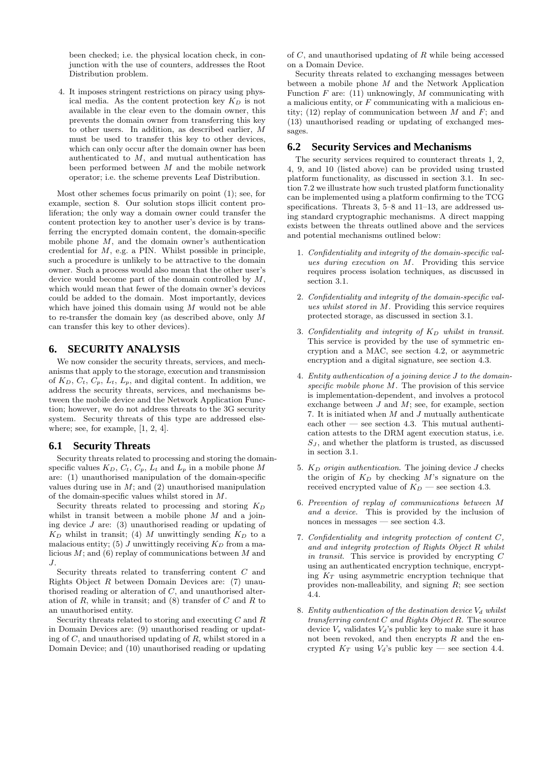been checked; i.e. the physical location check, in conjunction with the use of counters, addresses the Root Distribution problem.

4. It imposes stringent restrictions on piracy using physical media. As the content protection key $K_D$ is not available in the clear even to the domain owner, this prevents the domain owner from transferring this key to other users. In addition, as described earlier, $M$ must be used to transfer this key to other devices, which can only occur after the domain owner has been authenticated to $M$, and mutual authentication has been performed between $M$ and the mobile network operator; i.e. the scheme prevents Leaf Distribution.

Most other schemes focus primarily on point (1); see, for example, section 8. Our solution stops illicit content proliferation; the only way a domain owner could transfer the content protection key to another user's device is by transferring the encrypted domain content, the domain-specific mobile phone $M$, and the domain owner's authentication credential for $M$, e.g. a PIN. Whilst possible in principle, such a procedure is unlikely to be attractive to the domain owner. Such a process would also mean that the other user's device would become part of the domain controlled by $M$, which would mean that fewer of the domain owner's devices could be added to the domain. Most importantly, devices which have joined this domain using $M$ would not be able to re-transfer the domain key (as described above, only $M$ can transfer this key to other devices).

## 6. SECURITY ANALYSIS

We now consider the security threats, services, and mechanisms that apply to the storage, execution and transmission of $K_D$, $C_t$, $C_p$, $L_t$, $L_p$, and digital content. In addition, we address the security threats, services, and mechanisms between the mobile device and the Network Application Function; however, we do not address threats to the 3G security system. Security threats of this type are addressed elsewhere; see, for example, [1, 2, 4].

### 6.1 Security Threats

Security threats related to processing and storing the domain-specific values $K_D$, $C_t$, $C_p$, $L_t$ and $L_p$ in a mobile phone $M$ are: (1) unauthorised manipulation of the domain-specific values during use in $M$; and (2) unauthorised manipulation of the domain-specific values whilst stored in $M$.

Security threats related to processing and storing $K_D$ whilst in transit between a mobile phone $M$ and a joining device $J$ are: (3) unauthorised reading or updating of $K_D$ whilst in transit; (4) $M$ unwittingly sending $K_D$ to a malacious entity; (5) $J$ unwittingly receiving $K_D$ from a malicious $M$; and (6) replay of communications between $M$ and $J$.

Security threats related to transferring content $C$ and Rights Object $R$ between Domain Devices are: (7) unauthorised reading or alteration of $C$, and unauthorised alteration of $R$, while in transit; and (8) transfer of $C$ and $R$ to an unauthorised entity.

Security threats related to storing and executing $C$ and $R$ in Domain Devices are: (9) unauthorised reading or updating of $C$, and unauthorised updating of $R$, whilst stored in a Domain Device; and (10) unauthorised reading or updating of $C$, and unauthorised updating of $R$ while being accessed on a Domain Device.

Security threats related to exchanging messages between between a mobile phone $M$ and the Network Application Function $F$ are: (11) unknowingly, $M$ communicating with a malicious entity, or $F$ communicating with a malicious entity; (12) replay of communication between $M$ and $F$; and (13) unauthorised reading or updating of exchanged messages.

### 6.2 Security Services and Mechanisms

The security services required to counteract threats 1, 2, 4, 9, and 10 (listed above) can be provided using trusted platform functionality, as discussed in section 3.1. In section 7.2 we illustrate how such trusted platform functionality can be implemented using a platform confirming to the TCG specifications. Threats 3, 5–8 and 11–13, are addressed using standard cryptographic mechanisms. A direct mapping exists between the threats outlined above and the services and potential mechanisms outlined below:

1. *Confidentiality and integrity of the domain-specific values during execution on $M$.* Providing this service requires process isolation techniques, as discussed in section 3.1.

2. *Confidentiality and integrity of the domain-specific values whilst stored in $M$.* Providing this service requires protected storage, as discussed in section 3.1.

3. *Confidentiality and integrity of $K_D$ whilst in transit.* This service is provided by the use of symmetric encryption and a MAC, see section 4.2, or asymmetric encryption and a digital signature, see section 4.3.

4. *Entity authentication of a joining device $J$ to the domain-specific mobile phone $M$.* The provision of this service is implementation-dependent, and involves a protocol exchange between $J$ and $M$; see, for example, section 7. It is initiated when $M$ and $J$ mutually authenticate each other — see section 4.3. This mutual authentication attests to the DRM agent execution status, i.e. $S_J$, and whether the platform is trusted, as discussed in section 3.1.

5. *$K_D$ origin authentication.* The joining device $J$ checks the origin of $K_D$ by checking $M$'s signature on the received encrypted value of $K_D$ — see section 4.3.

6. *Prevention of replay of communications between $M$ and a device.* This is provided by the inclusion of nonces in messages — see section 4.3.

7. *Confidentiality and integrity protection of content $C$, and and integrity protection of Rights Object $R$ whilst in transit.* This service is provided by encrypting $C$ using an authenticated encryption technique, encrypting $K_T$ using asymmetric encryption technique that provides non-malleability, and signing $R$; see section 4.4.

8. *Entity authentication of the destination device $V_d$ whilst transferring content $C$ and Rights Object $R$.* The source device $V_s$ validates $V_d$'s public key to make sure it has not been revoked, and then encrypts $R$ and the encrypted $K_T$ using $V_d$'s public key — see section 4.4.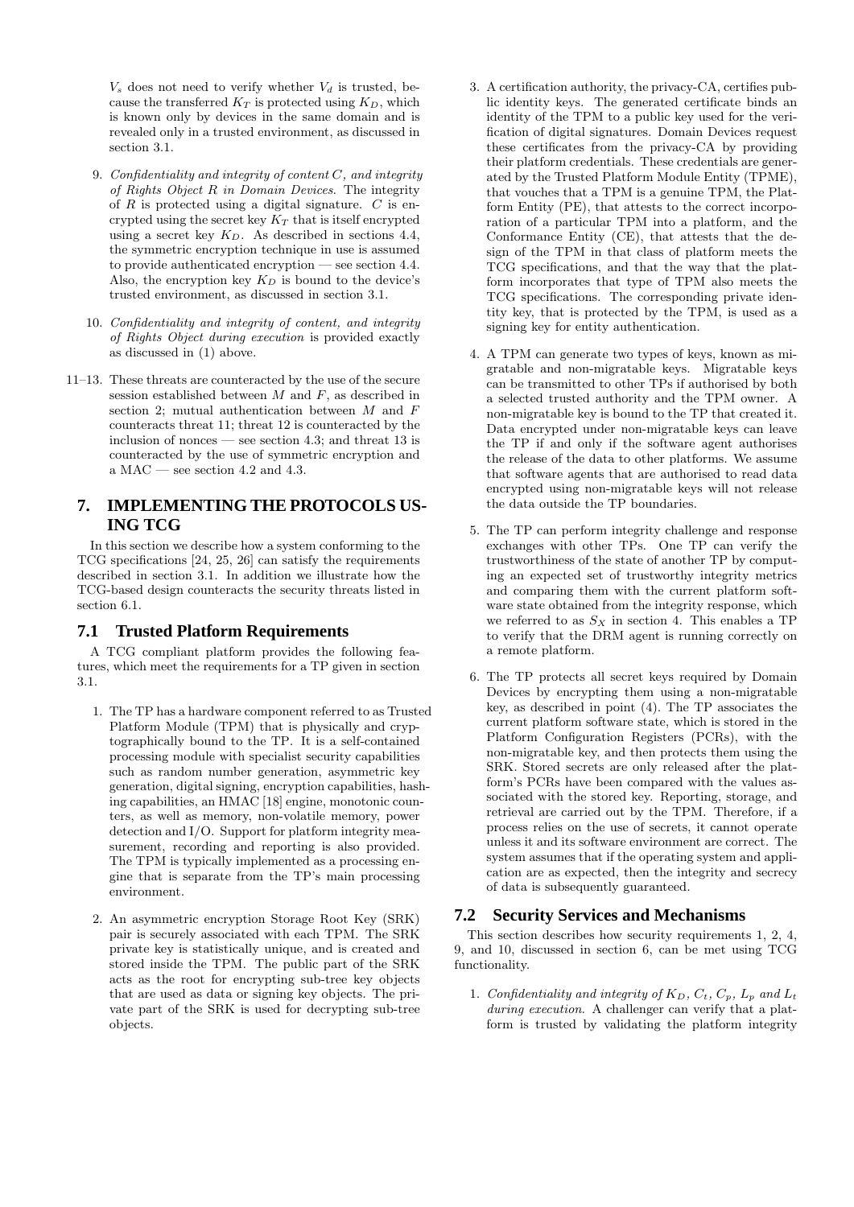$V_s$ does not need to verify whether $V_d$ is trusted, because the transferred $K_T$ is protected using $K_D$, which is known only by devices in the same domain and is revealed only in a trusted environment, as discussed in section 3.1.

9. *Confidentiality and integrity of content $C$, and integrity of Rights Object $R$ in Domain Devices*. The integrity of $R$ is protected using a digital signature. $C$ is encrypted using the secret key $K_T$ that is itself encrypted using a secret key $K_D$. As described in sections 4.4, the symmetric encryption technique in use is assumed to provide authenticated encryption — see section 4.4. Also, the encryption key $K_D$ is bound to the device's trusted environment, as discussed in section 3.1.

10. *Confidentiality and integrity of content, and integrity of Rights Object during execution* is provided exactly as discussed in (1) above.

11–13. These threats are counteracted by the use of the secure session established between $M$ and $F$, as described in section 2; mutual authentication between $M$ and $F$ counteracts threat 11; threat 12 is counteracted by the inclusion of nonces — see section 4.3; and threat 13 is counteracted by the use of symmetric encryption and a MAC — see section 4.2 and 4.3.

## 7. IMPLEMENTING THE PROTOCOLS USING TCG

In this section we describe how a system conforming to the TCG specifications [24, 25, 26] can satisfy the requirements described in section 3.1. In addition we illustrate how the TCG-based design counteracts the security threats listed in section 6.1.

### 7.1 Trusted Platform Requirements

A TCG compliant platform provides the following features, which meet the requirements for a TP given in section 3.1.

1. The TP has a hardware component referred to as Trusted Platform Module (TPM) that is physically and cryptographically bound to the TP. It is a self-contained processing module with specialist security capabilities such as random number generation, asymmetric key generation, digital signing, encryption capabilities, hashing capabilities, an HMAC [18] engine, monotonic counters, as well as memory, non-volatile memory, power detection and I/O. Support for platform integrity measurement, recording and reporting is also provided. The TPM is typically implemented as a processing engine that is separate from the TP's main processing environment.

2. An asymmetric encryption Storage Root Key (SRK) pair is securely associated with each TPM. The SRK private key is statistically unique, and is created and stored inside the TPM. The public part of the SRK acts as the root for encrypting sub-tree key objects that are used as data or signing key objects. The private part of the SRK is used for decrypting sub-tree objects.

3. A certification authority, the privacy-CA, certifies public identity keys. The generated certificate binds an identity of the TPM to a public key used for the verification of digital signatures. Domain Devices request these certificates from the privacy-CA by providing their platform credentials. These credentials are generated by the Trusted Platform Module Entity (TPME), that vouches that a TPM is a genuine TPM, the Platform Entity (PE), that attests to the correct incorporation of a particular TPM into a platform, and the Conformance Entity (CE), that attests that the design of the TPM in that class of platform meets the TCG specifications, and that the way that the platform incorporates that type of TPM also meets the TCG specifications. The corresponding private identity key, that is protected by the TPM, is used as a signing key for entity authentication.

4. A TPM can generate two types of keys, known as migratable and non-migratable keys. Migratable keys can be transmitted to other TPs if authorised by both a selected trusted authority and the TPM owner. A non-migratable key is bound to the TP that created it. Data encrypted under non-migratable keys can leave the TP if and only if the software agent authorises the release of the data to other platforms. We assume that software agents that are authorised to read data encrypted using non-migratable keys will not release the data outside the TP boundaries.

5. The TP can perform integrity challenge and response exchanges with other TPs. One TP can verify the trustworthiness of the state of another TP by computing an expected set of trustworthy integrity metrics and comparing them with the current platform software state obtained from the integrity response, which we referred to as $S_X$ in section 4. This enables a TP to verify that the DRM agent is running correctly on a remote platform.

6. The TP protects all secret keys required by Domain Devices by encrypting them using a non-migratable key, as described in point (4). The TP associates the current platform software state, which is stored in the Platform Configuration Registers (PCRs), with the non-migratable key, and then protects them using the SRK. Stored secrets are only released after the platform's PCRs have been compared with the values associated with the stored key. Reporting, storage, and retrieval are carried out by the TPM. Therefore, if a process relies on the use of secrets, it cannot operate unless it and its software environment are correct. The system assumes that if the operating system and application are as expected, then the integrity and secrecy of data is subsequently guaranteed.

### 7.2 Security Services and Mechanisms

This section describes how security requirements 1, 2, 4, 9, and 10, discussed in section 6, can be met using TCG functionality.

1. *Confidentiality and integrity of $K_D$, $C_t$, $C_p$, $L_p$ and $L_t$ during execution*. A challenger can verify that a platform is trusted by validating the platform integrity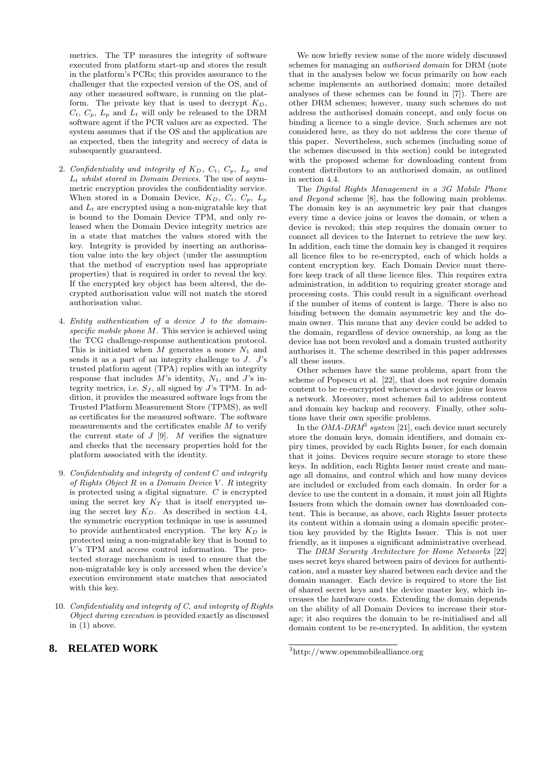metrics. The TP measures the integrity of software executed from platform start-up and stores the result in the platform's PCRs; this provides assurance to the challenger that the expected version of the OS, and of any other measured software, is running on the platform. The private key that is used to decrypt $K_D$, $C_t$, $C_p$, $L_p$ and $L_t$ will only be released to the DRM software agent if the PCR values are as expected. The system assumes that if the OS and the application are as expected, then the integrity and secrecy of data is subsequently guaranteed.

2. *Confidentiality and integrity of $K_D$, $C_t$, $C_p$, $L_p$ and $L_t$ whilst stored in Domain Devices*. The use of asymmetric encryption provides the confidentiality service. When stored in a Domain Device, $K_D$, $C_t$, $C_p$, $L_p$ and $L_t$ are encrypted using a non-migratable key that is bound to the Domain Device TPM, and only released when the Domain Device integrity metrics are in a state that matches the values stored with the key. Integrity is provided by inserting an authorisation value into the key object (under the assumption that the method of encryption used has appropriate properties) that is required in order to reveal the key. If the encrypted key object has been altered, the decrypted authorisation value will not match the stored authorisation value.

4. *Entity authentication of a device $J$ to the domain-specific mobile phone $M$*. This service is achieved using the TCG challenge-response authentication protocol. This is initiated when $M$ generates a nonce $N_1$ and sends it as a part of an integrity challenge to $J$. $J$'s trusted platform agent (TPA) replies with an integrity response that includes $M$'s identity, $N_1$, and $J$'s integrity metrics, i.e. $S_J$, all signed by $J$'s TPM. In addition, it provides the measured software logs from the Trusted Platform Measurement Store (TPMS), as well as certificates for the measured software. The software measurements and the certificates enable $M$ to verify the current state of $J$ [9]. $M$ verifies the signature and checks that the necessary properties hold for the platform associated with the identity.

9. *Confidentiality and integrity of content $C$ and integrity of Rights Object $R$ in a Domain Device $V$*. $R$ integrity is protected using a digital signature. $C$ is encrypted using the secret key $K_T$ that is itself encrypted using the secret key $K_D$. As described in section 4.4, the symmetric encryption technique in use is assumed to provide authenticated encryption. The key $K_D$ is protected using a non-migratable key that is bound to $V$'s TPM and access control information. The protected storage mechanism is used to ensure that the non-migratable key is only accessed when the device's execution environment state matches that associated with this key.

10. *Confidentiality and integrity of $C$, and integrity of Rights Object during execution* is provided exactly as discussed in (1) above.

# 8. RELATED WORK

We now briefly review some of the more widely discussed schemes for managing an *authorised domain* for DRM (note that in the analyses below we focus primarily on how each scheme implements an authorised domain; more detailed analyses of these schemes can be found in [7]). There are other DRM schemes; however, many such schemes do not address the authorised domain concept, and only focus on binding a licence to a single device. Such schemes are not considered here, as they do not address the core theme of this paper. Nevertheless, such schemes (including some of the schemes discussed in this section) could be integrated with the proposed scheme for downloading content from content distributors to an authorised domain, as outlined in section 4.4.

The *Digital Rights Management in a 3G Mobile Phone and Beyond* scheme [8], has the following main problems. The domain key is an asymmetric key pair that changes every time a device joins or leaves the domain, or when a device is revoked; this step requires the domain owner to connect all devices to the Internet to retrieve the new key. In addition, each time the domain key is changed it requires all licence files to be re-encrypted, each of which holds a content encryption key. Each Domain Device must therefore keep track of all these licence files. This requires extra administration, in addition to requiring greater storage and processing costs. This could result in a significant overhead if the number of items of content is large. There is also no binding between the domain asymmetric key and the domain owner. This means that any device could be added to the domain, regardless of device ownership, as long as the device has not been revoked and a domain trusted authority authorises it. The scheme described in this paper addresses all these issues.

Other schemes have the same problems, apart from the scheme of Popescu et al. [22], that does not require domain content to be re-encrypted whenever a device joins or leaves a network. Moreover, most schemes fail to address content and domain key backup and recovery. Finally, other solutions have their own specific problems.

In the *OMA-DRM*[3] *system* [21], each device must securely store the domain keys, domain identifiers, and domain expiry times, provided by each Rights Issuer, for each domain that it joins. Devices require secure storage to store these keys. In addition, each Rights Issuer must create and manage all domains, and control which and how many devices are included or excluded from each domain. In order for a device to use the content in a domain, it must join all Rights Issuers from which the domain owner has downloaded content. This is because, as above, each Rights Issuer protects its content within a domain using a domain specific protection key provided by the Rights Issuer. This is not user friendly, as it imposes a significant administrative overhead.

The *DRM Security Architecture for Home Networks* [22] uses secret keys shared between pairs of devices for authentication, and a master key shared between each device and the domain manager. Each device is required to store the list of shared secret keys and the device master key, which increases the hardware costs. Extending the domain depends on the ability of all Domain Devices to increase their storage; it also requires the domain to be re-initialised and all domain content to be re-encrypted. In addition, the system

[3]http://www.openmobilealliance.org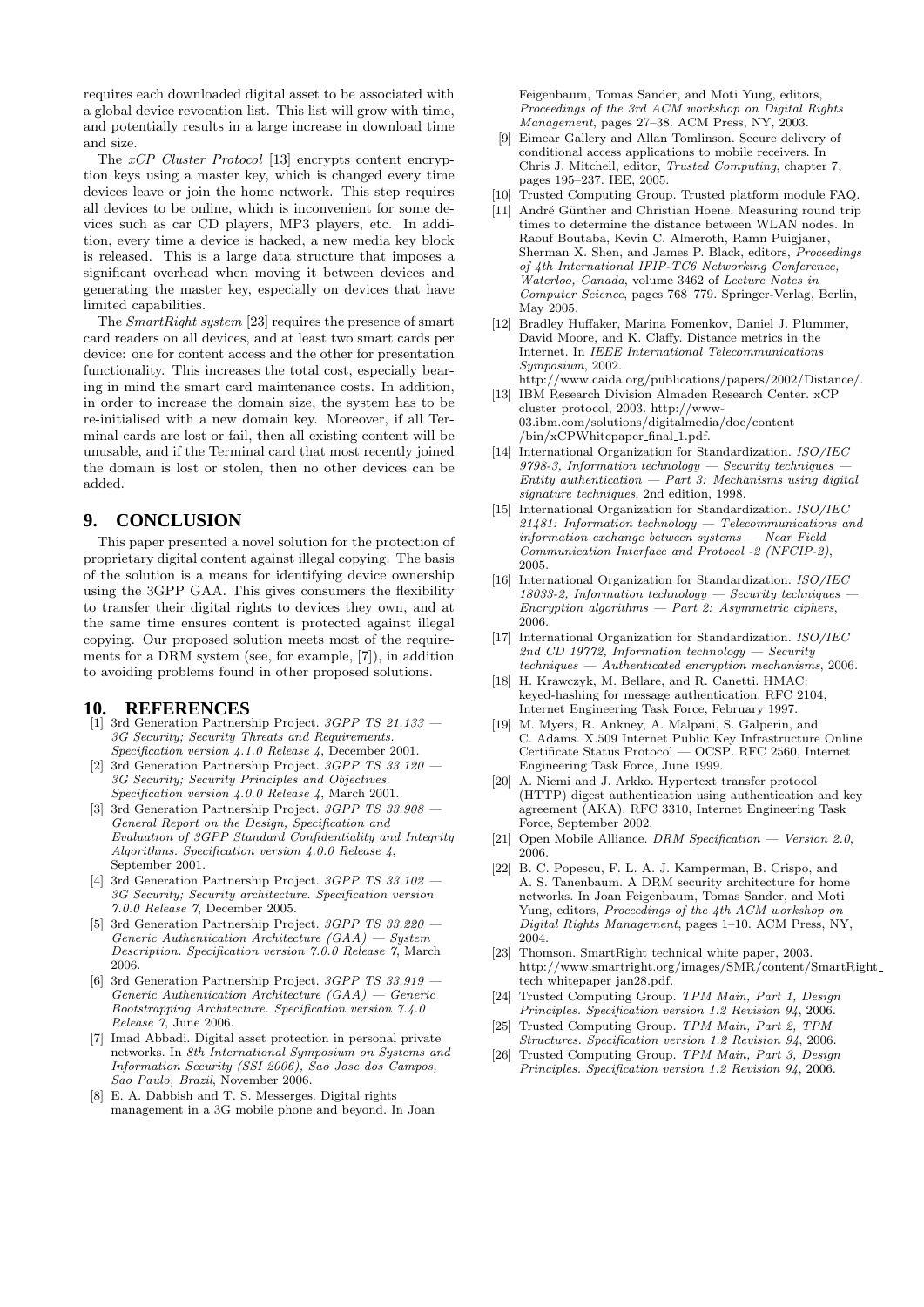requires each downloaded digital asset to be associated with a global device revocation list. This list will grow with time, and potentially results in a large increase in download time and size.

The *xCP Cluster Protocol* [13] encrypts content encryption keys using a master key, which is changed every time devices leave or join the home network. This step requires all devices to be online, which is inconvenient for some devices such as car CD players, MP3 players, etc. In addition, every time a device is hacked, a new media key block is released. This is a large data structure that imposes a significant overhead when moving it between devices and generating the master key, especially on devices that have limited capabilities.

The *SmartRight system* [23] requires the presence of smart card readers on all devices, and at least two smart cards per device: one for content access and the other for presentation functionality. This increases the total cost, especially bearing in mind the smart card maintenance costs. In addition, in order to increase the domain size, the system has to be re-initialised with a new domain key. Moreover, if all Terminal cards are lost or fail, then all existing content will be unusable, and if the Terminal card that most recently joined the domain is lost or stolen, then no other devices can be added.

# 9. CONCLUSION

This paper presented a novel solution for the protection of proprietary digital content against illegal copying. The basis of the solution is a means for identifying device ownership using the 3GPP GAA. This gives consumers the flexibility to transfer their digital rights to devices they own, and at the same time ensures content is protected against illegal copying. Our proposed solution meets most of the requirements for a DRM system (see, for example, [7]), in addition to avoiding problems found in other proposed solutions.

# 10. REFERENCES

[1] 3rd Generation Partnership Project. *3GPP TS 21.133 — 3G Security; Security Threats and Requirements. Specification version 4.1.0 Release 4*, December 2001.

[2] 3rd Generation Partnership Project. *3GPP TS 33.120 — 3G Security; Security Principles and Objectives. Specification version 4.0.0 Release 4*, March 2001.

[3] 3rd Generation Partnership Project. *3GPP TS 33.908 — General Report on the Design, Specification and Evaluation of 3GPP Standard Confidentiality and Integrity Algorithms. Specification version 4.0.0 Release 4*, September 2001.

[4] 3rd Generation Partnership Project. *3GPP TS 33.102 — 3G Security; Security architecture. Specification version 7.0.0 Release 7*, December 2005.

[5] 3rd Generation Partnership Project. *3GPP TS 33.220 — Generic Authentication Architecture (GAA) — System Description. Specification version 7.0.0 Release 7*, March 2006.

[6] 3rd Generation Partnership Project. *3GPP TS 33.919 — Generic Authentication Architecture (GAA) — Generic Bootstrapping Architecture. Specification version 7.4.0 Release 7*, June 2006.

[7] Imad Abbadi. Digital asset protection in personal private networks. In *8th International Symposium on Systems and Information Security (SSI 2006), Sao Jose dos Campos, Sao Paulo, Brazil*, November 2006.

[8] E. A. Dabbish and T. S. Messerges. Digital rights management in a 3G mobile phone and beyond. In Joan Feigenbaum, Tomas Sander, and Moti Yung, editors, *Proceedings of the 3rd ACM workshop on Digital Rights Management*, pages 27–38. ACM Press, NY, 2003.

[9] Eimear Gallery and Allan Tomlinson. Secure delivery of conditional access applications to mobile receivers. In Chris J. Mitchell, editor, *Trusted Computing*, chapter 7, pages 195–237. IEE, 2005.

[10] Trusted Computing Group. Trusted platform module FAQ.

[11] André Günther and Christian Hoene. Measuring round trip times to determine the distance between WLAN nodes. In Raouf Boutaba, Kevin C. Almeroth, Ramn Puigjaner, Sherman X. Shen, and James P. Black, editors, *Proceedings of 4th International IFIP-TC6 Networking Conference, Waterloo, Canada*, volume 3462 of *Lecture Notes in Computer Science*, pages 768–779. Springer-Verlag, Berlin, May 2005.

[12] Bradley Huffaker, Marina Fomenkov, Daniel J. Plummer, David Moore, and K. Claffy. Distance metrics in the Internet. In *IEEE International Telecommunications Symposium*, 2002. http://www.caida.org/publications/papers/2002/Distance/.

[13] IBM Research Division Almaden Research Center. xCP cluster protocol, 2003. http://www-03.ibm.com/solutions/digitalmedia/doc/content/bin/xCPWhitepaper_final_1.pdf.

[14] International Organization for Standardization. *ISO/IEC 9798-3, Information technology — Security techniques — Entity authentication — Part 3: Mechanisms using digital signature techniques*, 2nd edition, 1998.

[15] International Organization for Standardization. *ISO/IEC 21481: Information technology — Telecommunications and information exchange between systems — Near Field Communication Interface and Protocol -2 (NFCIP-2)*, 2005.

[16] International Organization for Standardization. *ISO/IEC 18033-2, Information technology — Security techniques — Encryption algorithms — Part 2: Asymmetric ciphers*, 2006.

[17] International Organization for Standardization. *ISO/IEC 2nd CD 19772, Information technology — Security techniques — Authenticated encryption mechanisms*, 2006.

[18] H. Krawczyk, M. Bellare, and R. Canetti. HMAC: keyed-hashing for message authentication. RFC 2104, Internet Engineering Task Force, February 1997.

[19] M. Myers, R. Ankney, A. Malpani, S. Galperin, and C. Adams. X.509 Internet Public Key Infrastructure Online Certificate Status Protocol — OCSP. RFC 2560, Internet Engineering Task Force, June 1999.

[20] A. Niemi and J. Arkko. Hypertext transfer protocol (HTTP) digest authentication using authentication and key agreement (AKA). RFC 3310, Internet Engineering Task Force, September 2002.

[21] Open Mobile Alliance. *DRM Specification — Version 2.0*, 2006.

[22] B. C. Popescu, F. L. A. J. Kamperman, B. Crispo, and A. S. Tanenbaum. A DRM security architecture for home networks. In Joan Feigenbaum, Tomas Sander, and Moti Yung, editors, *Proceedings of the 4th ACM workshop on Digital Rights Management*, pages 1–10. ACM Press, NY, 2004.

[23] Thomson. SmartRight technical white paper, 2003. http://www.smartright.org/images/SMR/content/SmartRight_tech_whitepaper_jan28.pdf.

[24] Trusted Computing Group. *TPM Main, Part 1, Design Principles. Specification version 1.2 Revision 94*, 2006.

[25] Trusted Computing Group. *TPM Main, Part 2, TPM Structures. Specification version 1.2 Revision 94*, 2006.

[26] Trusted Computing Group. *TPM Main, Part 3, Design Principles. Specification version 1.2 Revision 94*, 2006.